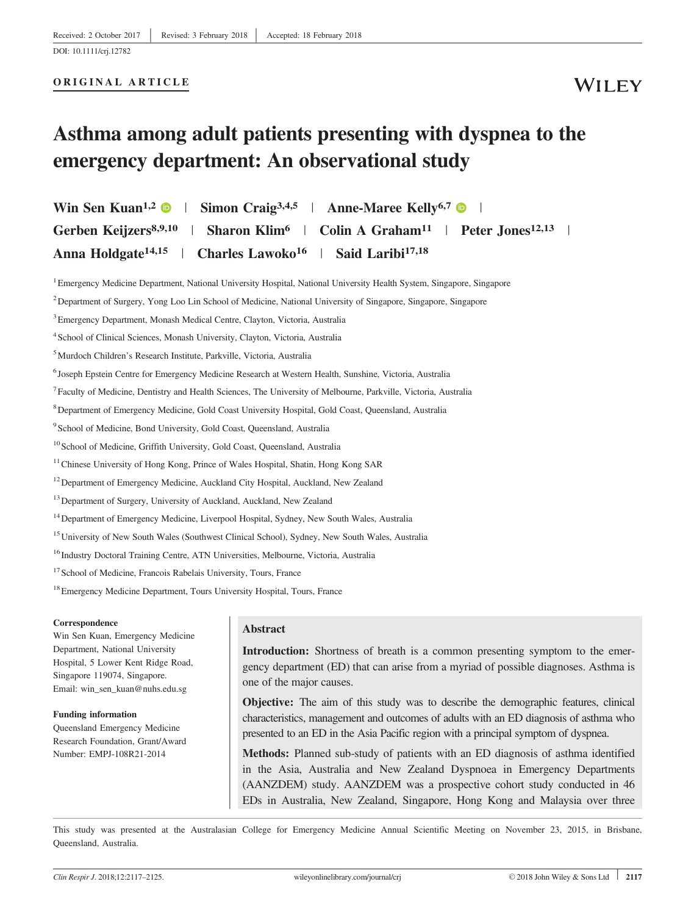Received: 2 October 2017 | Revised: 3 February 2018 | Accepted: 18 February 2018

DOI: 10.1111/crj.12782

**ORIGINAL ARTICLE**

# Asthma among adult patients presenting with dyspnea to the emergency department: An observational study

**Win Sen Kuan[1,2] | Simon Craig[3,4,5] | Anne-Maree Kelly[6,7] | Gerben Keijzers[8,9,10] | Sharon Klim[6] | Colin A Graham[11] | Peter Jones[12,13] | Anna Holdgate[14,15] | Charles Lawoko[16] | Said Laribi[17,18]**

[1] Emergency Medicine Department, National University Hospital, National University Health System, Singapore, Singapore

[2] Department of Surgery, Yong Loo Lin School of Medicine, National University of Singapore, Singapore, Singapore

[3] Emergency Department, Monash Medical Centre, Clayton, Victoria, Australia

[4] School of Clinical Sciences, Monash University, Clayton, Victoria, Australia

[5] Murdoch Children's Research Institute, Parkville, Victoria, Australia

[6] Joseph Epstein Centre for Emergency Medicine Research at Western Health, Sunshine, Victoria, Australia

[7] Faculty of Medicine, Dentistry and Health Sciences, The University of Melbourne, Parkville, Victoria, Australia

[8] Department of Emergency Medicine, Gold Coast University Hospital, Gold Coast, Queensland, Australia

[9] School of Medicine, Bond University, Gold Coast, Queensland, Australia

[10] School of Medicine, Griffith University, Gold Coast, Queensland, Australia

[11] Chinese University of Hong Kong, Prince of Wales Hospital, Shatin, Hong Kong SAR

[12] Department of Emergency Medicine, Auckland City Hospital, Auckland, New Zealand

[13] Department of Surgery, University of Auckland, Auckland, New Zealand

[14] Department of Emergency Medicine, Liverpool Hospital, Sydney, New South Wales, Australia

[15] University of New South Wales (Southwest Clinical School), Sydney, New South Wales, Australia

[16] Industry Doctoral Training Centre, ATN Universities, Melbourne, Victoria, Australia

[17] School of Medicine, Francois Rabelais University, Tours, France

[18] Emergency Medicine Department, Tours University Hospital, Tours, France

**Correspondence**
Win Sen Kuan, Emergency Medicine Department, National University Hospital, 5 Lower Kent Ridge Road, Singapore 119074, Singapore.
Email: win_sen_kuan@nuhs.edu.sg

**Funding information**
Queensland Emergency Medicine Research Foundation, Grant/Award Number: EMPJ-108R21-2014

## Abstract

**Introduction:** Shortness of breath is a common presenting symptom to the emergency department (ED) that can arise from a myriad of possible diagnoses. Asthma is one of the major causes.

**Objective:** The aim of this study was to describe the demographic features, clinical characteristics, management and outcomes of adults with an ED diagnosis of asthma who presented to an ED in the Asia Pacific region with a principal symptom of dyspnea.

**Methods:** Planned sub-study of patients with an ED diagnosis of asthma identified in the Asia, Australia and New Zealand Dyspnoea in Emergency Departments (AANZDEM) study. AANZDEM was a prospective cohort study conducted in 46 EDs in Australia, New Zealand, Singapore, Hong Kong and Malaysia over three

This study was presented at the Australasian College for Emergency Medicine Annual Scientific Meeting on November 23, 2015, in Brisbane, Queensland, Australia.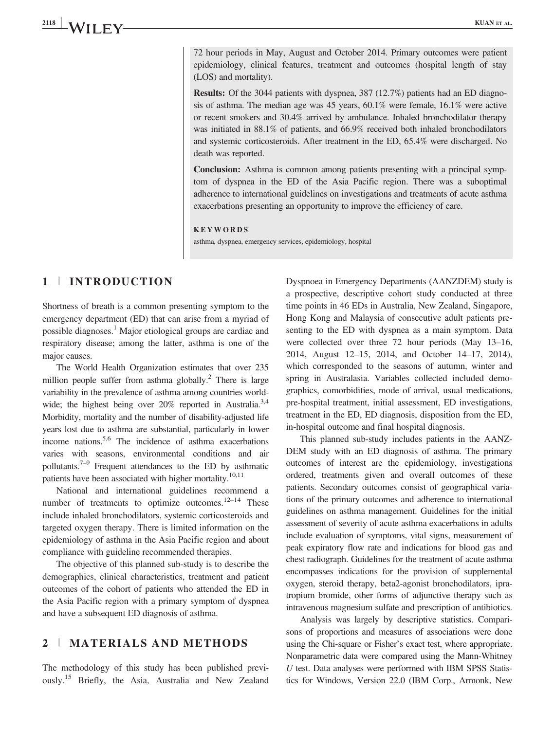72 hour periods in May, August and October 2014. Primary outcomes were patient epidemiology, clinical features, treatment and outcomes (hospital length of stay (LOS) and mortality).

**Results:** Of the 3044 patients with dyspnea, 387 (12.7%) patients had an ED diagnosis of asthma. The median age was 45 years, 60.1% were female, 16.1% were active or recent smokers and 30.4% arrived by ambulance. Inhaled bronchodilator therapy was initiated in 88.1% of patients, and 66.9% received both inhaled bronchodilators and systemic corticosteroids. After treatment in the ED, 65.4% were discharged. No death was reported.

**Conclusion:** Asthma is common among patients presenting with a principal symptom of dyspnea in the ED of the Asia Pacific region. There was a suboptimal adherence to international guidelines on investigations and treatments of acute asthma exacerbations presenting an opportunity to improve the efficiency of care.

**KEYWORDS**

asthma, dyspnea, emergency services, epidemiology, hospital

## 1 | INTRODUCTION

Shortness of breath is a common presenting symptom to the emergency department (ED) that can arise from a myriad of possible diagnoses.[1] Major etiological groups are cardiac and respiratory disease; among the latter, asthma is one of the major causes.

The World Health Organization estimates that over 235 million people suffer from asthma globally.[2] There is large variability in the prevalence of asthma among countries worldwide; the highest being over 20% reported in Australia.[3,4] Morbidity, mortality and the number of disability-adjusted life years lost due to asthma are substantial, particularly in lower income nations.[5,6] The incidence of asthma exacerbations varies with seasons, environmental conditions and air pollutants.[7–9] Frequent attendances to the ED by asthmatic patients have been associated with higher mortality.[10,11]

National and international guidelines recommend a number of treatments to optimize outcomes.[12–14] These include inhaled bronchodilators, systemic corticosteroids and targeted oxygen therapy. There is limited information on the epidemiology of asthma in the Asia Pacific region and about compliance with guideline recommended therapies.

The objective of this planned sub-study is to describe the demographics, clinical characteristics, treatment and patient outcomes of the cohort of patients who attended the ED in the Asia Pacific region with a primary symptom of dyspnea and have a subsequent ED diagnosis of asthma.

## 2 | MATERIALS AND METHODS

The methodology of this study has been published previously.[15] Briefly, the Asia, Australia and New Zealand Dyspnoea in Emergency Departments (AANZDEM) study is a prospective, descriptive cohort study conducted at three time points in 46 EDs in Australia, New Zealand, Singapore, Hong Kong and Malaysia of consecutive adult patients presenting to the ED with dyspnea as a main symptom. Data were collected over three 72 hour periods (May 13–16, 2014, August 12–15, 2014, and October 14–17, 2014), which corresponded to the seasons of autumn, winter and spring in Australasia. Variables collected included demographics, comorbidities, mode of arrival, usual medications, pre-hospital treatment, initial assessment, ED investigations, treatment in the ED, ED diagnosis, disposition from the ED, in-hospital outcome and final hospital diagnosis.

This planned sub-study includes patients in the AANZDEM study with an ED diagnosis of asthma. The primary outcomes of interest are the epidemiology, investigations ordered, treatments given and overall outcomes of these patients. Secondary outcomes consist of geographical variations of the primary outcomes and adherence to international guidelines on asthma management. Guidelines for the initial assessment of severity of acute asthma exacerbations in adults include evaluation of symptoms, vital signs, measurement of peak expiratory flow rate and indications for blood gas and chest radiograph. Guidelines for the treatment of acute asthma encompasses indications for the provision of supplemental oxygen, steroid therapy, beta2-agonist bronchodilators, ipratropium bromide, other forms of adjunctive therapy such as intravenous magnesium sulfate and prescription of antibiotics.

Analysis was largely by descriptive statistics. Comparisons of proportions and measures of associations were done using the Chi-square or Fisher's exact test, where appropriate. Nonparametric data were compared using the Mann-Whitney *U* test. Data analyses were performed with IBM SPSS Statistics for Windows, Version 22.0 (IBM Corp., Armonk, New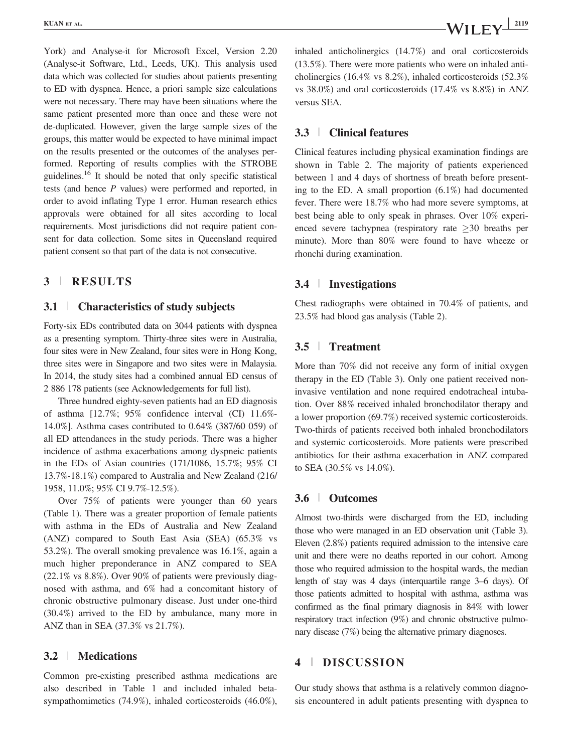York) and Analyse-it for Microsoft Excel, Version 2.20 (Analyse-it Software, Ltd., Leeds, UK). This analysis used data which was collected for studies about patients presenting to ED with dyspnea. Hence, a priori sample size calculations were not necessary. There may have been situations where the same patient presented more than once and these were not de-duplicated. However, given the large sample sizes of the groups, this matter would be expected to have minimal impact on the results presented or the outcomes of the analyses performed. Reporting of results complies with the STROBE guidelines.[16] It should be noted that only specific statistical tests (and hence $P$ values) were performed and reported, in order to avoid inflating Type 1 error. Human research ethics approvals were obtained for all sites according to local requirements. Most jurisdictions did not require patient consent for data collection. Some sites in Queensland required patient consent so that part of the data is not consecutive.

## 3 | RESULTS

### 3.1 | Characteristics of study subjects

Forty-six EDs contributed data on 3044 patients with dyspnea as a presenting symptom. Thirty-three sites were in Australia, four sites were in New Zealand, four sites were in Hong Kong, three sites were in Singapore and two sites were in Malaysia. In 2014, the study sites had a combined annual ED census of 2 886 178 patients (see Acknowledgements for full list).

Three hundred eighty-seven patients had an ED diagnosis of asthma [12.7%; 95% confidence interval (CI) 11.6%-14.0%]. Asthma cases contributed to 0.64% (387/60 059) of all ED attendances in the study periods. There was a higher incidence of asthma exacerbations among dyspneic patients in the EDs of Asian countries (171/1086, 15.7%; 95% CI 13.7%-18.1%) compared to Australia and New Zealand (216/1958, 11.0%; 95% CI 9.7%-12.5%).

Over 75% of patients were younger than 60 years (Table 1). There was a greater proportion of female patients with asthma in the EDs of Australia and New Zealand (ANZ) compared to South East Asia (SEA) (65.3% vs 53.2%). The overall smoking prevalence was 16.1%, again a much higher preponderance in ANZ compared to SEA (22.1% vs 8.8%). Over 90% of patients were previously diagnosed with asthma, and 6% had a concomitant history of chronic obstructive pulmonary disease. Just under one-third (30.4%) arrived to the ED by ambulance, many more in ANZ than in SEA (37.3% vs 21.7%).

### 3.2 | Medications

Common pre-existing prescribed asthma medications are also described in Table 1 and included inhaled beta-sympathomimetics (74.9%), inhaled corticosteroids (46.0%), inhaled anticholinergics (14.7%) and oral corticosteroids (13.5%). There were more patients who were on inhaled anticholinergics (16.4% vs 8.2%), inhaled corticosteroids (52.3% vs 38.0%) and oral corticosteroids (17.4% vs 8.8%) in ANZ versus SEA.

### 3.3 | Clinical features

Clinical features including physical examination findings are shown in Table 2. The majority of patients experienced between 1 and 4 days of shortness of breath before presenting to the ED. A small proportion (6.1%) had documented fever. There were 18.7% who had more severe symptoms, at best being able to only speak in phrases. Over 10% experienced severe tachypnea (respiratory rate $\geq$30 breaths per minute). More than 80% were found to have wheeze or rhonchi during examination.

### 3.4 | Investigations

Chest radiographs were obtained in 70.4% of patients, and 23.5% had blood gas analysis (Table 2).

### 3.5 | Treatment

More than 70% did not receive any form of initial oxygen therapy in the ED (Table 3). Only one patient received non-invasive ventilation and none required endotracheal intubation. Over 88% received inhaled bronchodilator therapy and a lower proportion (69.7%) received systemic corticosteroids. Two-thirds of patients received both inhaled bronchodilators and systemic corticosteroids. More patients were prescribed antibiotics for their asthma exacerbation in ANZ compared to SEA (30.5% vs 14.0%).

### 3.6 | Outcomes

Almost two-thirds were discharged from the ED, including those who were managed in an ED observation unit (Table 3). Eleven (2.8%) patients required admission to the intensive care unit and there were no deaths reported in our cohort. Among those who required admission to the hospital wards, the median length of stay was 4 days (interquartile range 3–6 days). Of those patients admitted to hospital with asthma, asthma was confirmed as the final primary diagnosis in 84% with lower respiratory tract infection (9%) and chronic obstructive pulmonary disease (7%) being the alternative primary diagnoses.

## 4 | DISCUSSION

Our study shows that asthma is a relatively common diagnosis encountered in adult patients presenting with dyspnea to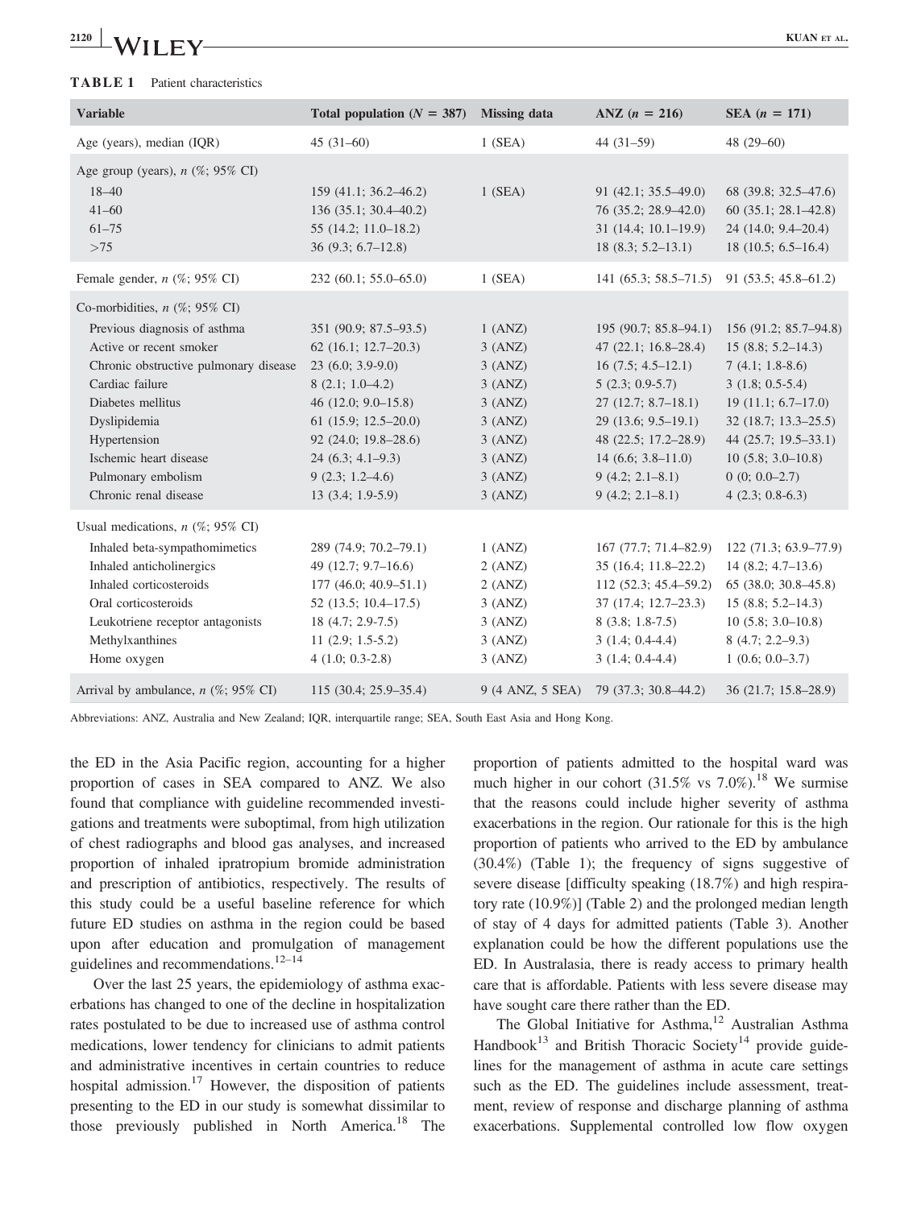**TABLE 1** Patient characteristics

| Variable | Total population (N = 387) | Missing data | ANZ (n = 216) | SEA (n = 171) |
|---|---|---|---|---|
| Age (years), median (IQR) | 45 (31–60) | 1 (SEA) | 44 (31–59) | 48 (29–60) |
| Age group (years), n (%; 95% CI) | | | | |
| 18–40 | 159 (41.1; 36.2–46.2) | 1 (SEA) | 91 (42.1; 35.5–49.0) | 68 (39.8; 32.5–47.6) |
| 41–60 | 136 (35.1; 30.4–40.2) | | 76 (35.2; 28.9–42.0) | 60 (35.1; 28.1–42.8) |
| 61–75 | 55 (14.2; 11.0–18.2) | | 31 (14.4; 10.1–19.9) | 24 (14.0; 9.4–20.4) |
| >75 | 36 (9.3; 6.7–12.8) | | 18 (8.3; 5.2–13.1) | 18 (10.5; 6.5–16.4) |
| Female gender, n (%; 95% CI) | 232 (60.1; 55.0–65.0) | 1 (SEA) | 141 (65.3; 58.5–71.5) | 91 (53.5; 45.8–61.2) |
| Co-morbidities, n (%; 95% CI) | | | | |
| Previous diagnosis of asthma | 351 (90.9; 87.5–93.5) | 1 (ANZ) | 195 (90.7; 85.8–94.1) | 156 (91.2; 85.7–94.8) |
| Active or recent smoker | 62 (16.1; 12.7–20.3) | 3 (ANZ) | 47 (22.1; 16.8–28.4) | 15 (8.8; 5.2–14.3) |
| Chronic obstructive pulmonary disease | 23 (6.0; 3.9-9.0) | 3 (ANZ) | 16 (7.5; 4.5–12.1) | 7 (4.1; 1.8-8.6) |
| Cardiac failure | 8 (2.1; 1.0–4.2) | 3 (ANZ) | 5 (2.3; 0.9-5.7) | 3 (1.8; 0.5-5.4) |
| Diabetes mellitus | 46 (12.0; 9.0–15.8) | 3 (ANZ) | 27 (12.7; 8.7–18.1) | 19 (11.1; 6.7–17.0) |
| Dyslipidemia | 61 (15.9; 12.5–20.0) | 3 (ANZ) | 29 (13.6; 9.5–19.1) | 32 (18.7; 13.3–25.5) |
| Hypertension | 92 (24.0; 19.8–28.6) | 3 (ANZ) | 48 (22.5; 17.2–28.9) | 44 (25.7; 19.5–33.1) |
| Ischemic heart disease | 24 (6.3; 4.1–9.3) | 3 (ANZ) | 14 (6.6; 3.8–11.0) | 10 (5.8; 3.0–10.8) |
| Pulmonary embolism | 9 (2.3; 1.2–4.6) | 3 (ANZ) | 9 (4.2; 2.1–8.1) | 0 (0; 0.0–2.7) |
| Chronic renal disease | 13 (3.4; 1.9-5.9) | 3 (ANZ) | 9 (4.2; 2.1–8.1) | 4 (2.3; 0.8-6.3) |
| Usual medications, n (%; 95% CI) | | | | |
| Inhaled beta-sympathomimetics | 289 (74.9; 70.2–79.1) | 1 (ANZ) | 167 (77.7; 71.4–82.9) | 122 (71.3; 63.9–77.9) |
| Inhaled anticholinergics | 49 (12.7; 9.7–16.6) | 2 (ANZ) | 35 (16.4; 11.8–22.2) | 14 (8.2; 4.7–13.6) |
| Inhaled corticosteroids | 177 (46.0; 40.9–51.1) | 2 (ANZ) | 112 (52.3; 45.4–59.2) | 65 (38.0; 30.8–45.8) |
| Oral corticosteroids | 52 (13.5; 10.4–17.5) | 3 (ANZ) | 37 (17.4; 12.7–23.3) | 15 (8.8; 5.2–14.3) |
| Leukotriene receptor antagonists | 18 (4.7; 2.9-7.5) | 3 (ANZ) | 8 (3.8; 1.8-7.5) | 10 (5.8; 3.0–10.8) |
| Methylxanthines | 11 (2.9; 1.5-5.2) | 3 (ANZ) | 3 (1.4; 0.4-4.4) | 8 (4.7; 2.2–9.3) |
| Home oxygen | 4 (1.0; 0.3-2.8) | 3 (ANZ) | 3 (1.4; 0.4-4.4) | 1 (0.6; 0.0–3.7) |
| Arrival by ambulance, n (%; 95% CI) | 115 (30.4; 25.9–35.4) | 9 (4 ANZ, 5 SEA) | 79 (37.3; 30.8–44.2) | 36 (21.7; 15.8–28.9) |

Abbreviations: ANZ, Australia and New Zealand; IQR, interquartile range; SEA, South East Asia and Hong Kong.

the ED in the Asia Pacific region, accounting for a higher proportion of cases in SEA compared to ANZ. We also found that compliance with guideline recommended investigations and treatments were suboptimal, from high utilization of chest radiographs and blood gas analyses, and increased proportion of inhaled ipratropium bromide administration and prescription of antibiotics, respectively. The results of this study could be a useful baseline reference for which future ED studies on asthma in the region could be based upon after education and promulgation of management guidelines and recommendations.[12–14]

Over the last 25 years, the epidemiology of asthma exacerbations has changed to one of the decline in hospitalization rates postulated to be due to increased use of asthma control medications, lower tendency for clinicians to admit patients and administrative incentives in certain countries to reduce hospital admission.[17] However, the disposition of patients presenting to the ED in our study is somewhat dissimilar to those previously published in North America.[18] The proportion of patients admitted to the hospital ward was much higher in our cohort (31.5% vs 7.0%).[18] We surmise that the reasons could include higher severity of asthma exacerbations in the region. Our rationale for this is the high proportion of patients who arrived to the ED by ambulance (30.4%) (Table 1); the frequency of signs suggestive of severe disease [difficulty speaking (18.7%) and high respiratory rate (10.9%)] (Table 2) and the prolonged median length of stay of 4 days for admitted patients (Table 3). Another explanation could be how the different populations use the ED. In Australasia, there is ready access to primary health care that is affordable. Patients with less severe disease may have sought care there rather than the ED.

The Global Initiative for Asthma,[12] Australian Asthma Handbook[13] and British Thoracic Society[14] provide guidelines for the management of asthma in acute care settings such as the ED. The guidelines include assessment, treatment, review of response and discharge planning of asthma exacerbations. Supplemental controlled low flow oxygen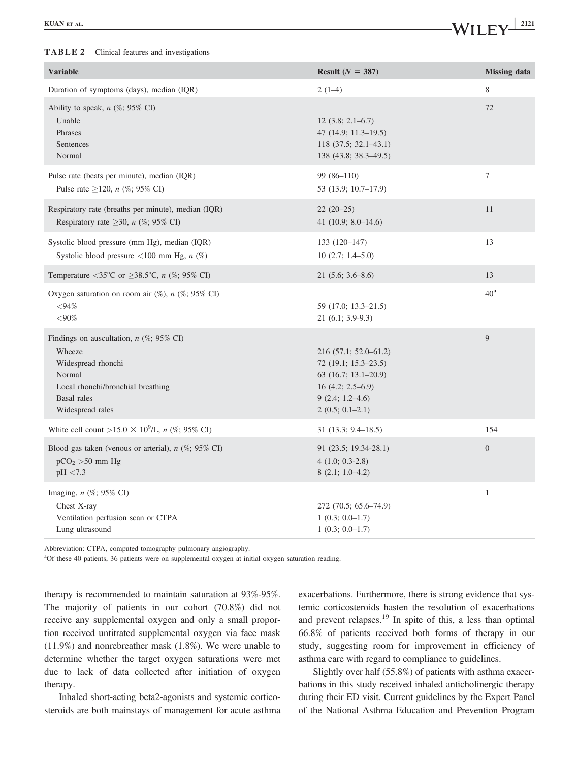**TABLE 2** Clinical features and investigations

| Variable | Result ($N$ = 387) | Missing data |
|---|---|---|
| Duration of symptoms (days), median (IQR) | 2 (1–4) | 8 |
| Ability to speak, $n$ (%; 95% CI) | | 72 |
| Unable | 12 (3.8; 2.1–6.7) | |
| Phrases | 47 (14.9; 11.3–19.5) | |
| Sentences | 118 (37.5; 32.1–43.1) | |
| Normal | 138 (43.8; 38.3–49.5) | |
| Pulse rate (beats per minute), median (IQR) | 99 (86–110) | 7 |
| Pulse rate ≥120, $n$ (%; 95% CI) | 53 (13.9; 10.7–17.9) | |
| Respiratory rate (breaths per minute), median (IQR) | 22 (20–25) | 11 |
| Respiratory rate ≥30, $n$ (%; 95% CI) | 41 (10.9; 8.0–14.6) | |
| Systolic blood pressure (mm Hg), median (IQR) | 133 (120–147) | 13 |
| Systolic blood pressure <100 mm Hg, $n$ (%) | 10 (2.7; 1.4–5.0) | |
| Temperature <35°C or ≥38.5°C, $n$ (%; 95% CI) | 21 (5.6; 3.6–8.6) | 13 |
| Oxygen saturation on room air (%), $n$ (%; 95% CI) | | 40[a] |
| <94% | 59 (17.0; 13.3–21.5) | |
| <90% | 21 (6.1; 3.9-9.3) | |
| Findings on auscultation, $n$ (%; 95% CI) | | 9 |
| Wheeze | 216 (57.1; 52.0–61.2) | |
| Widespread rhonchi | 72 (19.1; 15.3–23.5) | |
| Normal | 63 (16.7; 13.1–20.9) | |
| Local rhonchi/bronchial breathing | 16 (4.2; 2.5–6.9) | |
| Basal rales | 9 (2.4; 1.2–4.6) | |
| Widespread rales | 2 (0.5; 0.1–2.1) | |
| White cell count $>15.0 \times 10^9$/L, $n$ (%; 95% CI) | 31 (13.3; 9.4–18.5) | 154 |
| Blood gas taken (venous or arterial), $n$ (%; 95% CI) | 91 (23.5; 19.34-28.1) | 0 |
| $pCO_2$ >50 mm Hg | 4 (1.0; 0.3-2.8) | |
| pH <7.3 | 8 (2.1; 1.0–4.2) | |
| Imaging, $n$ (%; 95% CI) | | 1 |
| Chest X-ray | 272 (70.5; 65.6–74.9) | |
| Ventilation perfusion scan or CTPA | 1 (0.3; 0.0–1.7) | |
| Lung ultrasound | 1 (0.3; 0.0–1.7) | |

Abbreviation: CTPA, computed tomography pulmonary angiography.

[a]Of these 40 patients, 36 patients were on supplemental oxygen at initial oxygen saturation reading.

therapy is recommended to maintain saturation at 93%-95%. The majority of patients in our cohort (70.8%) did not receive any supplemental oxygen and only a small proportion received untitrated supplemental oxygen via face mask (11.9%) and nonrebreather mask (1.8%). We were unable to determine whether the target oxygen saturations were met due to lack of data collected after initiation of oxygen therapy.

Inhaled short-acting beta2-agonists and systemic corticosteroids are both mainstays of management for acute asthma exacerbations. Furthermore, there is strong evidence that systemic corticosteroids hasten the resolution of exacerbations and prevent relapses.[19] In spite of this, a less than optimal 66.8% of patients received both forms of therapy in our study, suggesting room for improvement in efficiency of asthma care with regard to compliance to guidelines.

Slightly over half (55.8%) of patients with asthma exacerbations in this study received inhaled anticholinergic therapy during their ED visit. Current guidelines by the Expert Panel of the National Asthma Education and Prevention Program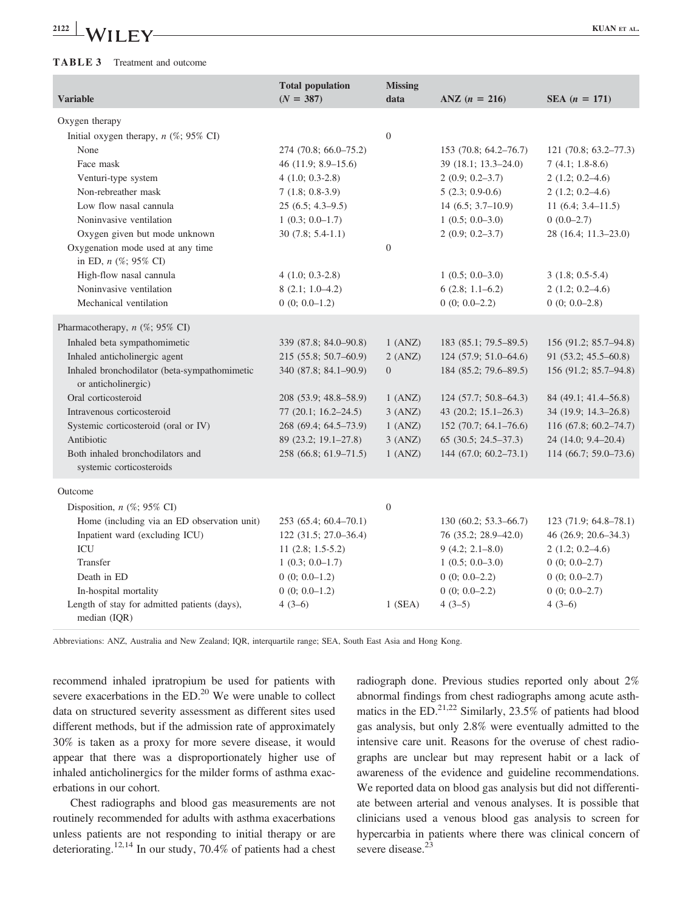**TABLE 3** Treatment and outcome

| Variable | Total population ($N = 387$) | Missing data | ANZ ($n = 216$) | SEA ($n = 171$) |
|---|---|---|---|---|
| Oxygen therapy | | | | |
| Initial oxygen therapy, *n* (%; 95% CI) | | 0 | | |
| None | 274 (70.8; 66.0–75.2) | | 153 (70.8; 64.2–76.7) | 121 (70.8; 63.2–77.3) |
| Face mask | 46 (11.9; 8.9–15.6) | | 39 (18.1; 13.3–24.0) | 7 (4.1; 1.8-8.6) |
| Venturi-type system | 4 (1.0; 0.3-2.8) | | 2 (0.9; 0.2–3.7) | 2 (1.2; 0.2–4.6) |
| Non-rebreather mask | 7 (1.8; 0.8-3.9) | | 5 (2.3; 0.9-0.6) | 2 (1.2; 0.2–4.6) |
| Low flow nasal cannula | 25 (6.5; 4.3–9.5) | | 14 (6.5; 3.7–10.9) | 11 (6.4; 3.4–11.5) |
| Noninvasive ventilation | 1 (0.3; 0.0–1.7) | | 1 (0.5; 0.0–3.0) | 0 (0.0–2.7) |
| Oxygen given but mode unknown | 30 (7.8; 5.4-1.1) | | 2 (0.9; 0.2–3.7) | 28 (16.4; 11.3–23.0) |
| Oxygenation mode used at any time in ED, *n* (%; 95% CI) | | 0 | | |
| High-flow nasal cannula | 4 (1.0; 0.3-2.8) | | 1 (0.5; 0.0–3.0) | 3 (1.8; 0.5-5.4) |
| Noninvasive ventilation | 8 (2.1; 1.0–4.2) | | 6 (2.8; 1.1–6.2) | 2 (1.2; 0.2–4.6) |
| Mechanical ventilation | 0 (0; 0.0–1.2) | | 0 (0; 0.0–2.2) | 0 (0; 0.0–2.8) |
| Pharmacotherapy, *n* (%; 95% CI) | | | | |
| Inhaled beta sympathomimetic | 339 (87.8; 84.0–90.8) | 1 (ANZ) | 183 (85.1; 79.5–89.5) | 156 (91.2; 85.7–94.8) |
| Inhaled anticholinergic agent | 215 (55.8; 50.7–60.9) | 2 (ANZ) | 124 (57.9; 51.0–64.6) | 91 (53.2; 45.5–60.8) |
| Inhaled bronchodilator (beta-sympathomimetic or anticholinergic) | 340 (87.8; 84.1–90.9) | 0 | 184 (85.2; 79.6–89.5) | 156 (91.2; 85.7–94.8) |
| Oral corticosteroid | 208 (53.9; 48.8–58.9) | 1 (ANZ) | 124 (57.7; 50.8–64.3) | 84 (49.1; 41.4–56.8) |
| Intravenous corticosteroid | 77 (20.1; 16.2–24.5) | 3 (ANZ) | 43 (20.2; 15.1–26.3) | 34 (19.9; 14.3–26.8) |
| Systemic corticosteroid (oral or IV) | 268 (69.4; 64.5–73.9) | 1 (ANZ) | 152 (70.7; 64.1–76.6) | 116 (67.8; 60.2–74.7) |
| Antibiotic | 89 (23.2; 19.1–27.8) | 3 (ANZ) | 65 (30.5; 24.5–37.3) | 24 (14.0; 9.4–20.4) |
| Both inhaled bronchodilators and systemic corticosteroids | 258 (66.8; 61.9–71.5) | 1 (ANZ) | 144 (67.0; 60.2–73.1) | 114 (66.7; 59.0–73.6) |
| Outcome | | | | |
| Disposition, *n* (%; 95% CI) | | 0 | | |
| Home (including via an ED observation unit) | 253 (65.4; 60.4–70.1) | | 130 (60.2; 53.3–66.7) | 123 (71.9; 64.8–78.1) |
| Inpatient ward (excluding ICU) | 122 (31.5; 27.0–36.4) | | 76 (35.2; 28.9–42.0) | 46 (26.9; 20.6–34.3) |
| ICU | 11 (2.8; 1.5-5.2) | | 9 (4.2; 2.1–8.0) | 2 (1.2; 0.2–4.6) |
| Transfer | 1 (0.3; 0.0–1.7) | | 1 (0.5; 0.0–3.0) | 0 (0; 0.0–2.7) |
| Death in ED | 0 (0; 0.0–1.2) | | 0 (0; 0.0–2.2) | 0 (0; 0.0–2.7) |
| In-hospital mortality | 0 (0; 0.0–1.2) | | 0 (0; 0.0–2.2) | 0 (0; 0.0–2.7) |
| Length of stay for admitted patients (days), median (IQR) | 4 (3–6) | 1 (SEA) | 4 (3–5) | 4 (3–6) |

Abbreviations: ANZ, Australia and New Zealand; IQR, interquartile range; SEA, South East Asia and Hong Kong.

recommend inhaled ipratropium be used for patients with severe exacerbations in the ED.[20] We were unable to collect data on structured severity assessment as different sites used different methods, but if the admission rate of approximately 30% is taken as a proxy for more severe disease, it would appear that there was a disproportionately higher use of inhaled anticholinergics for the milder forms of asthma exacerbations in our cohort.

Chest radiographs and blood gas measurements are not routinely recommended for adults with asthma exacerbations unless patients are not responding to initial therapy or are deteriorating.[12,14] In our study, 70.4% of patients had a chest radiograph done. Previous studies reported only about 2% abnormal findings from chest radiographs among acute asthmatics in the ED.[21,22] Similarly, 23.5% of patients had blood gas analysis, but only 2.8% were eventually admitted to the intensive care unit. Reasons for the overuse of chest radiographs are unclear but may represent habit or a lack of awareness of the evidence and guideline recommendations. We reported data on blood gas analysis but did not differentiate between arterial and venous analyses. It is possible that clinicians used a venous blood gas analysis to screen for hypercarbia in patients where there was clinical concern of severe disease.[23]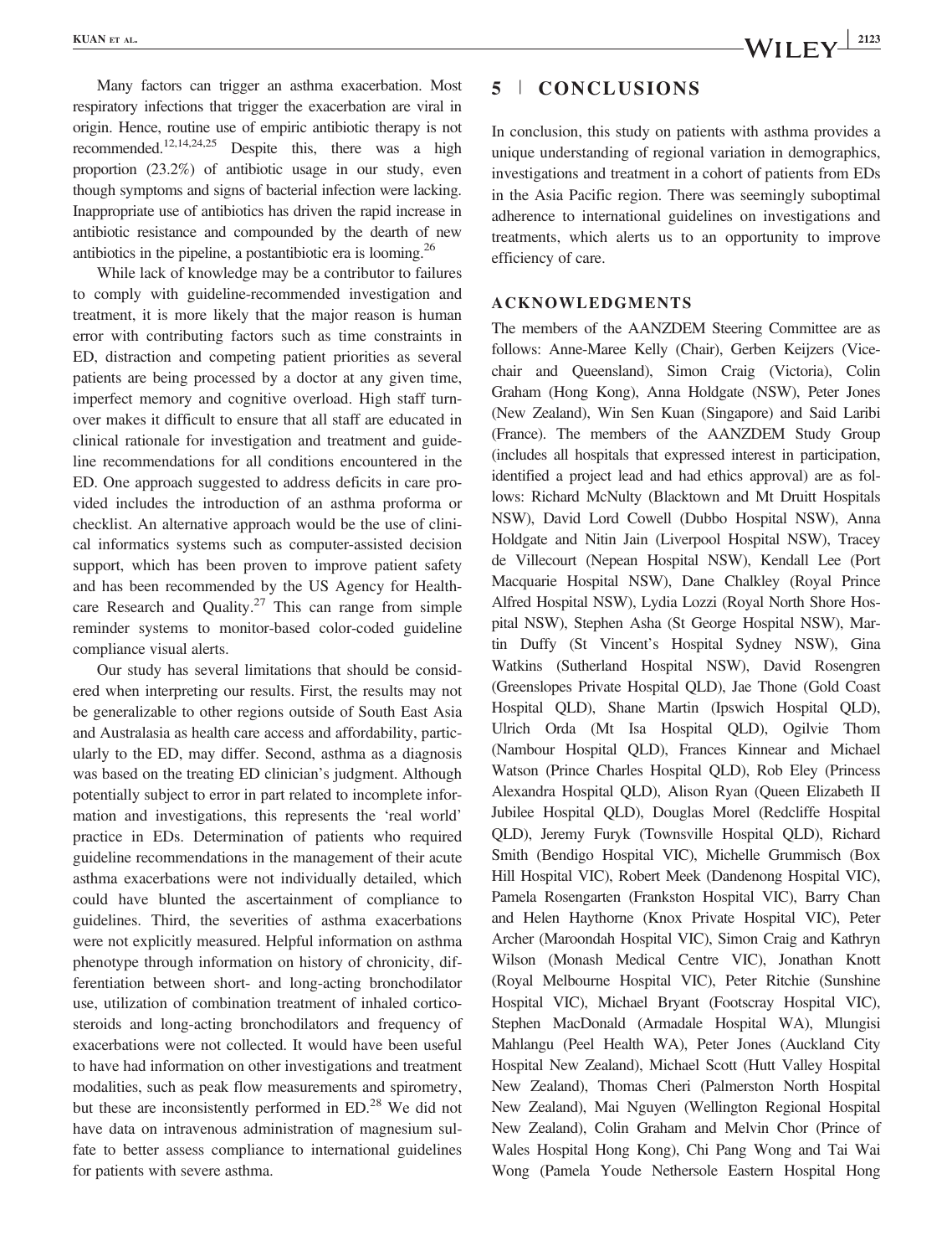Many factors can trigger an asthma exacerbation. Most respiratory infections that trigger the exacerbation are viral in origin. Hence, routine use of empiric antibiotic therapy is not recommended.[12,14,24,25] Despite this, there was a high proportion (23.2%) of antibiotic usage in our study, even though symptoms and signs of bacterial infection were lacking. Inappropriate use of antibiotics has driven the rapid increase in antibiotic resistance and compounded by the dearth of new antibiotics in the pipeline, a postantibiotic era is looming.[26]

While lack of knowledge may be a contributor to failures to comply with guideline-recommended investigation and treatment, it is more likely that the major reason is human error with contributing factors such as time constraints in ED, distraction and competing patient priorities as several patients are being processed by a doctor at any given time, imperfect memory and cognitive overload. High staff turnover makes it difficult to ensure that all staff are educated in clinical rationale for investigation and treatment and guideline recommendations for all conditions encountered in the ED. One approach suggested to address deficits in care provided includes the introduction of an asthma proforma or checklist. An alternative approach would be the use of clinical informatics systems such as computer-assisted decision support, which has been proven to improve patient safety and has been recommended by the US Agency for Healthcare Research and Quality.[27] This can range from simple reminder systems to monitor-based color-coded guideline compliance visual alerts.

Our study has several limitations that should be considered when interpreting our results. First, the results may not be generalizable to other regions outside of South East Asia and Australasia as health care access and affordability, particularly to the ED, may differ. Second, asthma as a diagnosis was based on the treating ED clinician's judgment. Although potentially subject to error in part related to incomplete information and investigations, this represents the 'real world' practice in EDs. Determination of patients who required guideline recommendations in the management of their acute asthma exacerbations were not individually detailed, which could have blunted the ascertainment of compliance to guidelines. Third, the severities of asthma exacerbations were not explicitly measured. Helpful information on asthma phenotype through information on history of chronicity, differentiation between short- and long-acting bronchodilator use, utilization of combination treatment of inhaled corticosteroids and long-acting bronchodilators and frequency of exacerbations were not collected. It would have been useful to have had information on other investigations and treatment modalities, such as peak flow measurements and spirometry, but these are inconsistently performed in ED.[28] We did not have data on intravenous administration of magnesium sulfate to better assess compliance to international guidelines for patients with severe asthma.

## 5 | CONCLUSIONS

In conclusion, this study on patients with asthma provides a unique understanding of regional variation in demographics, investigations and treatment in a cohort of patients from EDs in the Asia Pacific region. There was seemingly suboptimal adherence to international guidelines on investigations and treatments, which alerts us to an opportunity to improve efficiency of care.

### ACKNOWLEDGMENTS

The members of the AANZDEM Steering Committee are as follows: Anne-Maree Kelly (Chair), Gerben Keijzers (Vice-chair and Queensland), Simon Craig (Victoria), Colin Graham (Hong Kong), Anna Holdgate (NSW), Peter Jones (New Zealand), Win Sen Kuan (Singapore) and Said Laribi (France). The members of the AANZDEM Study Group (includes all hospitals that expressed interest in participation, identified a project lead and had ethics approval) are as follows: Richard McNulty (Blacktown and Mt Druitt Hospitals NSW), David Lord Cowell (Dubbo Hospital NSW), Anna Holdgate and Nitin Jain (Liverpool Hospital NSW), Tracey de Villecourt (Nepean Hospital NSW), Kendall Lee (Port Macquarie Hospital NSW), Dane Chalkley (Royal Prince Alfred Hospital NSW), Lydia Lozzi (Royal North Shore Hospital NSW), Stephen Asha (St George Hospital NSW), Martin Duffy (St Vincent's Hospital Sydney NSW), Gina Watkins (Sutherland Hospital NSW), David Rosengren (Greenslopes Private Hospital QLD), Jae Thone (Gold Coast Hospital QLD), Shane Martin (Ipswich Hospital QLD), Ulrich Orda (Mt Isa Hospital QLD), Ogilvie Thom (Nambour Hospital QLD), Frances Kinnear and Michael Watson (Prince Charles Hospital QLD), Rob Eley (Princess Alexandra Hospital QLD), Alison Ryan (Queen Elizabeth II Jubilee Hospital QLD), Douglas Morel (Redcliffe Hospital QLD), Jeremy Furyk (Townsville Hospital QLD), Richard Smith (Bendigo Hospital VIC), Michelle Grummisch (Box Hill Hospital VIC), Robert Meek (Dandenong Hospital VIC), Pamela Rosengarten (Frankston Hospital VIC), Barry Chan and Helen Haythorne (Knox Private Hospital VIC), Peter Archer (Maroondah Hospital VIC), Simon Craig and Kathryn Wilson (Monash Medical Centre VIC), Jonathan Knott (Royal Melbourne Hospital VIC), Peter Ritchie (Sunshine Hospital VIC), Michael Bryant (Footscray Hospital VIC), Stephen MacDonald (Armadale Hospital WA), Mlungisi Mahlangu (Peel Health WA), Peter Jones (Auckland City Hospital New Zealand), Michael Scott (Hutt Valley Hospital New Zealand), Thomas Cheri (Palmerston North Hospital New Zealand), Mai Nguyen (Wellington Regional Hospital New Zealand), Colin Graham and Melvin Chor (Prince of Wales Hospital Hong Kong), Chi Pang Wong and Tai Wai Wong (Pamela Youde Nethersole Eastern Hospital Hong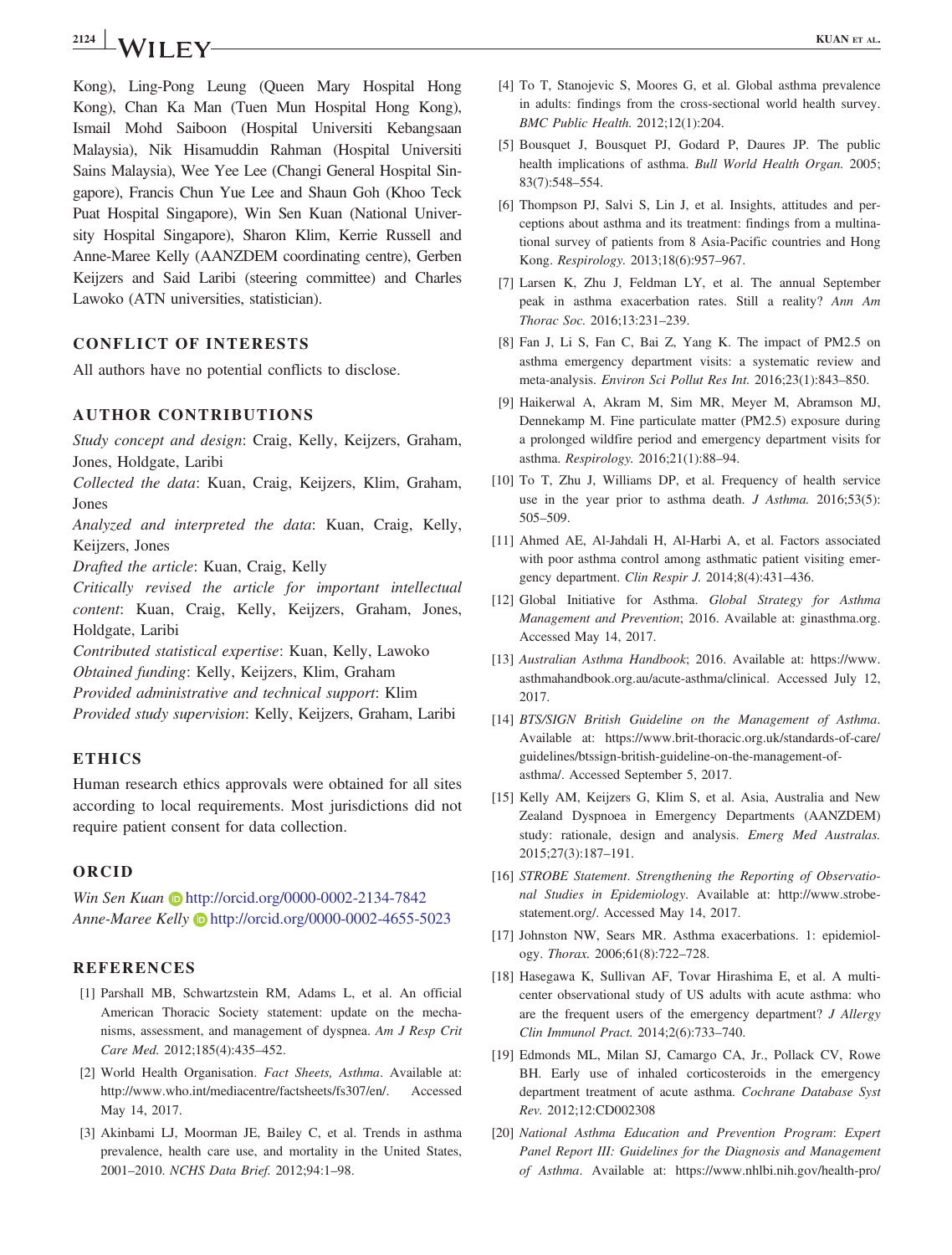Kong), Ling-Pong Leung (Queen Mary Hospital Hong Kong), Chan Ka Man (Tuen Mun Hospital Hong Kong), Ismail Mohd Saiboon (Hospital Universiti Kebangsaan Malaysia), Nik Hisamuddin Rahman (Hospital Universiti Sains Malaysia), Wee Yee Lee (Changi General Hospital Singapore), Francis Chun Yue Lee and Shaun Goh (Khoo Teck Puat Hospital Singapore), Win Sen Kuan (National University Hospital Singapore), Sharon Klim, Kerrie Russell and Anne-Maree Kelly (AANZDEM coordinating centre), Gerben Keijzers and Said Laribi (steering committee) and Charles Lawoko (ATN universities, statistician).

## CONFLICT OF INTERESTS

All authors have no potential conflicts to disclose.

## AUTHOR CONTRIBUTIONS

*Study concept and design*: Craig, Kelly, Keijzers, Graham, Jones, Holdgate, Laribi

*Collected the data*: Kuan, Craig, Keijzers, Klim, Graham, Jones

*Analyzed and interpreted the data*: Kuan, Craig, Kelly, Keijzers, Jones

*Drafted the article*: Kuan, Craig, Kelly

*Critically revised the article for important intellectual content*: Kuan, Craig, Kelly, Keijzers, Graham, Jones, Holdgate, Laribi

*Contributed statistical expertise*: Kuan, Kelly, Lawoko

*Obtained funding*: Kelly, Keijzers, Klim, Graham

*Provided administrative and technical support*: Klim

*Provided study supervision*: Kelly, Keijzers, Graham, Laribi

## ETHICS

Human research ethics approvals were obtained for all sites according to local requirements. Most jurisdictions did not require patient consent for data collection.

## ORCID

*Win Sen Kuan* http://orcid.org/0000-0002-2134-7842

*Anne-Maree Kelly* http://orcid.org/0000-0002-4655-5023

## REFERENCES

[1] Parshall MB, Schwartzstein RM, Adams L, et al. An official American Thoracic Society statement: update on the mechanisms, assessment, and management of dyspnea. *Am J Resp Crit Care Med.* 2012;185(4):435–452.

[2] World Health Organisation. *Fact Sheets, Asthma*. Available at: http://www.who.int/mediacentre/factsheets/fs307/en/. Accessed May 14, 2017.

[3] Akinbami LJ, Moorman JE, Bailey C, et al. Trends in asthma prevalence, health care use, and mortality in the United States, 2001–2010. *NCHS Data Brief.* 2012;94:1–98.

[4] To T, Stanojevic S, Moores G, et al. Global asthma prevalence in adults: findings from the cross-sectional world health survey. *BMC Public Health.* 2012;12(1):204.

[5] Bousquet J, Bousquet PJ, Godard P, Daures JP. The public health implications of asthma. *Bull World Health Organ.* 2005; 83(7):548–554.

[6] Thompson PJ, Salvi S, Lin J, et al. Insights, attitudes and perceptions about asthma and its treatment: findings from a multinational survey of patients from 8 Asia-Pacific countries and Hong Kong. *Respirology.* 2013;18(6):957–967.

[7] Larsen K, Zhu J, Feldman LY, et al. The annual September peak in asthma exacerbation rates. Still a reality? *Ann Am Thorac Soc.* 2016;13:231–239.

[8] Fan J, Li S, Fan C, Bai Z, Yang K. The impact of PM2.5 on asthma emergency department visits: a systematic review and meta-analysis. *Environ Sci Pollut Res Int.* 2016;23(1):843–850.

[9] Haikerwal A, Akram M, Sim MR, Meyer M, Abramson MJ, Dennekamp M. Fine particulate matter (PM2.5) exposure during a prolonged wildfire period and emergency department visits for asthma. *Respirology.* 2016;21(1):88–94.

[10] To T, Zhu J, Williams DP, et al. Frequency of health service use in the year prior to asthma death. *J Asthma.* 2016;53(5): 505–509.

[11] Ahmed AE, Al-Jahdali H, Al-Harbi A, et al. Factors associated with poor asthma control among asthmatic patient visiting emergency department. *Clin Respir J.* 2014;8(4):431–436.

[12] Global Initiative for Asthma. *Global Strategy for Asthma Management and Prevention*; 2016. Available at: ginasthma.org. Accessed May 14, 2017.

[13] *Australian Asthma Handbook*; 2016. Available at: https://www.asthmahandbook.org.au/acute-asthma/clinical. Accessed July 12, 2017.

[14] *BTS/SIGN British Guideline on the Management of Asthma*. Available at: https://www.brit-thoracic.org.uk/standards-of-care/guidelines/btssign-british-guideline-on-the-management-of-asthma/. Accessed September 5, 2017.

[15] Kelly AM, Keijzers G, Klim S, et al. Asia, Australia and New Zealand Dyspnoea in Emergency Departments (AANZDEM) study: rationale, design and analysis. *Emerg Med Australas.* 2015;27(3):187–191.

[16] *STROBE Statement. Strengthening the Reporting of Observational Studies in Epidemiology*. Available at: http://www.strobe-statement.org/. Accessed May 14, 2017.

[17] Johnston NW, Sears MR. Asthma exacerbations. 1: epidemiology. *Thorax.* 2006;61(8):722–728.

[18] Hasegawa K, Sullivan AF, Tovar Hirashima E, et al. A multicenter observational study of US adults with acute asthma: who are the frequent users of the emergency department? *J Allergy Clin Immunol Pract.* 2014;2(6):733–740.

[19] Edmonds ML, Milan SJ, Camargo CA, Jr., Pollack CV, Rowe BH. Early use of inhaled corticosteroids in the emergency department treatment of acute asthma. *Cochrane Database Syst Rev.* 2012;12:CD002308

[20] *National Asthma Education and Prevention Program*: *Expert Panel Report III: Guidelines for the Diagnosis and Management of Asthma*. Available at: https://www.nhlbi.nih.gov/health-pro/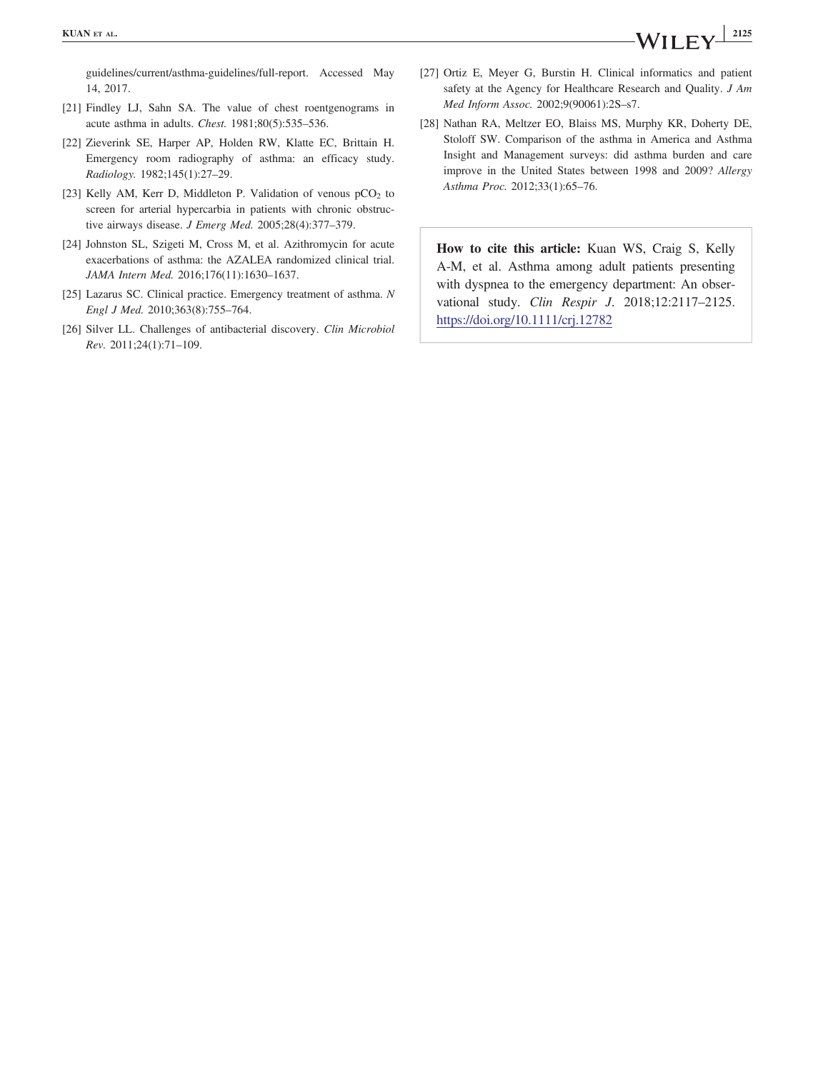guidelines/current/asthma-guidelines/full-report. Accessed May 14, 2017.

[21] Findley LJ, Sahn SA. The value of chest roentgenograms in acute asthma in adults. *Chest.* 1981;80(5):535–536.

[22] Zieverink SE, Harper AP, Holden RW, Klatte EC, Brittain H. Emergency room radiography of asthma: an efficacy study. *Radiology.* 1982;145(1):27–29.

[23] Kelly AM, Kerr D, Middleton P. Validation of venous $pCO_2$ to screen for arterial hypercarbia in patients with chronic obstructive airways disease. *J Emerg Med.* 2005;28(4):377–379.

[24] Johnston SL, Szigeti M, Cross M, et al. Azithromycin for acute exacerbations of asthma: the AZALEA randomized clinical trial. *JAMA Intern Med.* 2016;176(11):1630–1637.

[25] Lazarus SC. Clinical practice. Emergency treatment of asthma. *N Engl J Med.* 2010;363(8):755–764.

[26] Silver LL. Challenges of antibacterial discovery. *Clin Microbiol Rev.* 2011;24(1):71–109.

[27] Ortiz E, Meyer G, Burstin H. Clinical informatics and patient safety at the Agency for Healthcare Research and Quality. *J Am Med Inform Assoc.* 2002;9(90061):2S–s7.

[28] Nathan RA, Meltzer EO, Blaiss MS, Murphy KR, Doherty DE, Stoloff SW. Comparison of the asthma in America and Asthma Insight and Management surveys: did asthma burden and care improve in the United States between 1998 and 2009? *Allergy Asthma Proc.* 2012;33(1):65–76.

**How to cite this article:** Kuan WS, Craig S, Kelly A-M, et al. Asthma among adult patients presenting with dyspnea to the emergency department: An observational study. *Clin Respir J*. 2018;12:2117–2125. https://doi.org/10.1111/crj.12782